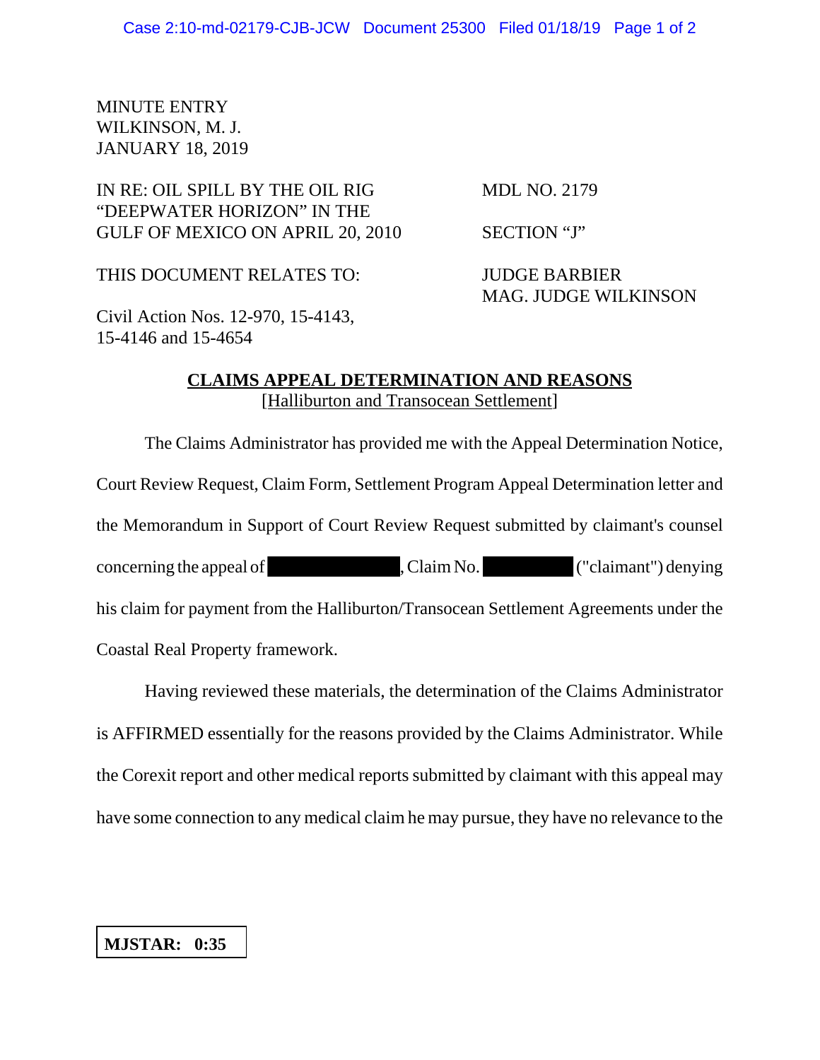MINUTE ENTRY
WILKINSON, M. J.
JANUARY 18, 2019

| | |
|---|---|
| IN RE: OIL SPILL BY THE OIL RIG "DEEPWATER HORIZON" IN THE GULF OF MEXICO ON APRIL 20, 2010 | MDL NO. 2179 |
| | SECTION "J" |
| THIS DOCUMENT RELATES TO: | JUDGE BARBIER<br>MAG. JUDGE WILKINSON |
| Civil Action Nos. 12-970, 15-4143, 15-4146 and 15-4654 | |

**CLAIMS APPEAL DETERMINATION AND REASONS**
[Halliburton and Transocean Settlement]

The Claims Administrator has provided me with the Appeal Determination Notice, Court Review Request, Claim Form, Settlement Program Appeal Determination letter and the Memorandum in Support of Court Review Request submitted by claimant's counsel concerning the appeal of [REDACTED], Claim No. [REDACTED] ("claimant") denying his claim for payment from the Halliburton/Transocean Settlement Agreements under the Coastal Real Property framework.

Having reviewed these materials, the determination of the Claims Administrator is AFFIRMED essentially for the reasons provided by the Claims Administrator. While the Corexit report and other medical reports submitted by claimant with this appeal may have some connection to any medical claim he may pursue, they have no relevance to the

**MJSTAR: 0:35**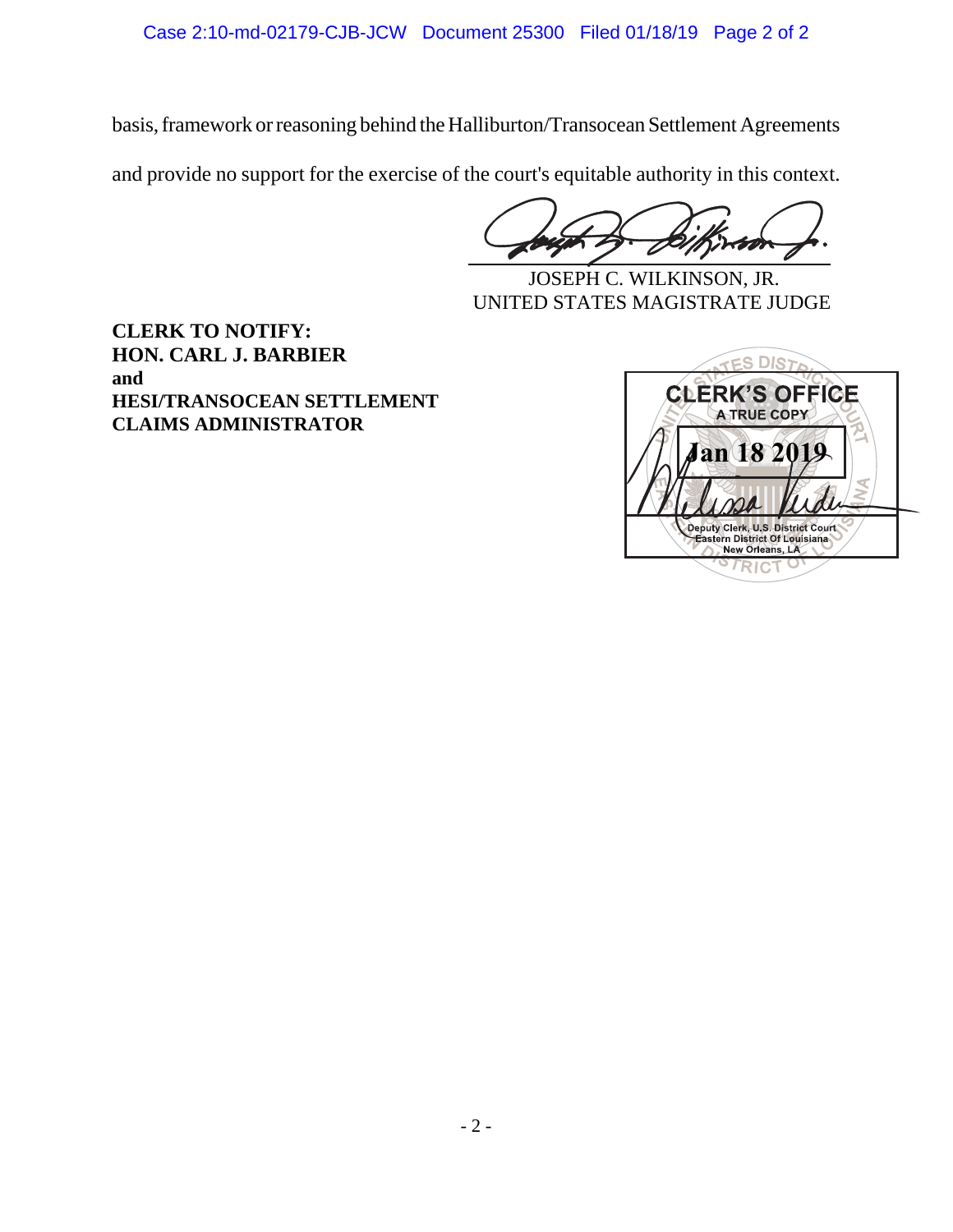basis, framework or reasoning behind the Halliburton/Transocean Settlement Agreements and provide no support for the exercise of the court's equitable authority in this context.

JOSEPH C. WILKINSON, JR.
UNITED STATES MAGISTRATE JUDGE

**CLERK TO NOTIFY:**
**HON. CARL J. BARBIER**
**and**
**HESI/TRANSOCEAN SETTLEMENT CLAIMS ADMINISTRATOR**

CLERK'S OFFICE
A TRUE COPY
Jan 18 2019
Deputy Clerk, U.S. District Court
Eastern District Of Louisiana
New Orleans, LA